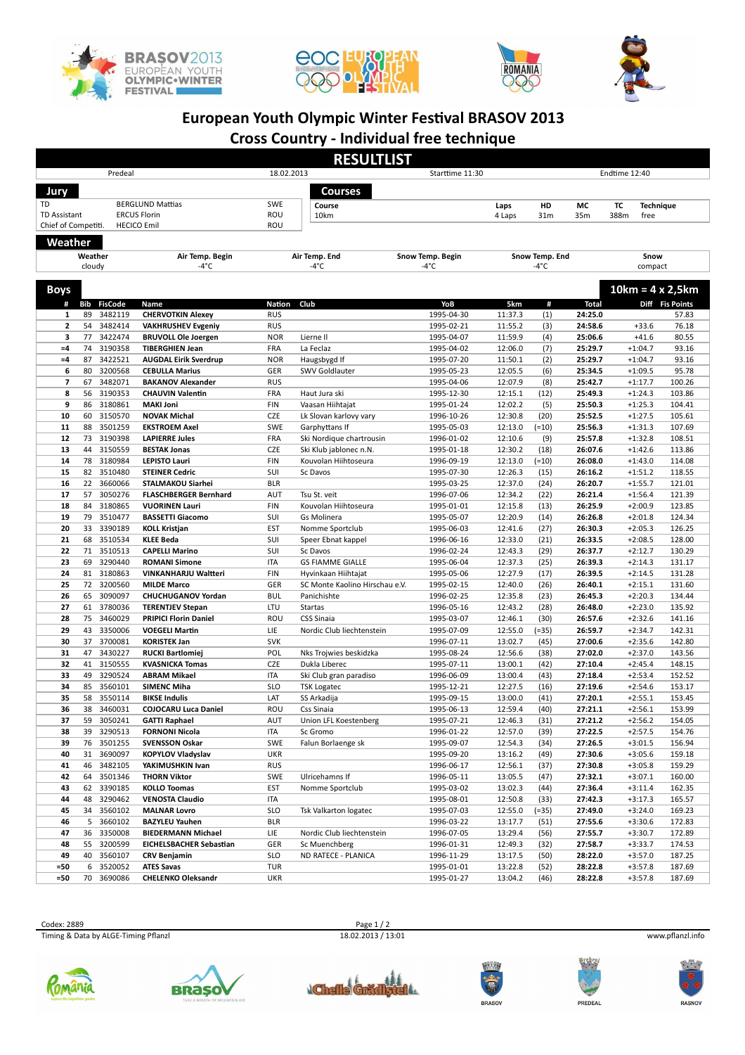# European Youth Olympic Winter Festival BRASOV 2013

## Cross Country - Individual free technique

## RESULTLIST

| Predeal | 18.02.2013 | Starttime 11:30 | Endtime 12:40 |
|---|---|---|---|

### Jury

| | | |
|---|---|---|
| TD | BERGLUND Mattias | SWE |
| TD Assistant | ERCUS Florin | ROU |
| Chief of Competiti. | HECICO Emil | ROU |

### Courses

| Course | Laps | HD | MC | TC | Technique |
|---|---|---|---|---|---|
| 10km | 4 Laps | 31m | 35m | 388m | free |

### Weather

| Weather | Air Temp. Begin | Air Temp. End | Snow Temp. Begin | Snow Temp. End | Snow |
|---|---|---|---|---|---|
| cloudy | -4°C | -4°C | -4°C | -4°C | compact |

### Boys — 10km = 4 x 2,5km

| # | Bib | FisCode | Name | Nation | Club | YoB | 5km | # | Total | Diff | Fis Points |
|---|---|---|---|---|---|---|---|---|---|---|---|
| 1 | 89 | 3482119 | **CHERVOTKIN Alexey** | RUS | | 1995-04-30 | 11:37.3 | (1) | **24:25.0** | | 57.83 |
| 2 | 54 | 3482414 | **VAKHRUSHEV Evgeniy** | RUS | | 1995-02-21 | 11:55.2 | (3) | **24:58.6** | +33.6 | 76.18 |
| 3 | 77 | 3422474 | **BRUVOLL Ole Joergen** | NOR | Lierne Il | 1995-04-07 | 11:59.9 | (4) | **25:06.6** | +41.6 | 80.55 |
| =4 | 74 | 3190358 | **TIBERGHIEN Jean** | FRA | La Feclaz | 1995-04-02 | 12:06.0 | (7) | **25:29.7** | +1:04.7 | 93.16 |
| =4 | 87 | 3422521 | **AUGDAL Eirik Sverdrup** | NOR | Haugsbygd If | 1995-07-20 | 11:50.1 | (2) | **25:29.7** | +1:04.7 | 93.16 |
| 6 | 80 | 3200568 | **CEBULLA Marius** | GER | SWV Goldlauter | 1995-05-23 | 12:05.5 | (6) | **25:34.5** | +1:09.5 | 95.78 |
| 7 | 67 | 3482071 | **BAKANOV Alexander** | RUS | | 1995-04-06 | 12:07.9 | (8) | **25:42.7** | +1:17.7 | 100.26 |
| 8 | 56 | 3190353 | **CHAUVIN Valentin** | FRA | Haut Jura ski | 1995-12-30 | 12:15.1 | (12) | **25:49.3** | +1:24.3 | 103.86 |
| 9 | 86 | 3180861 | **MAKI Joni** | FIN | Vaasan Hiihtajat | 1995-01-24 | 12:02.2 | (5) | **25:50.3** | +1:25.3 | 104.41 |
| 10 | 60 | 3150570 | **NOVAK Michal** | CZE | Lk Slovan karlovy vary | 1996-10-26 | 12:30.8 | (20) | **25:52.5** | +1:27.5 | 105.61 |
| 11 | 88 | 3501259 | **EKSTROEM Axel** | SWE | Garphyttans If | 1995-05-03 | 12:13.0 | (=10) | **25:56.3** | +1:31.3 | 107.69 |
| 12 | 73 | 3190398 | **LAPIERRE Jules** | FRA | Ski Nordique chartrousin | 1996-01-02 | 12:10.6 | (9) | **25:57.8** | +1:32.8 | 108.51 |
| 13 | 44 | 3150559 | **BESTAK Jonas** | CZE | Ski Klub jablonec n.N. | 1995-01-18 | 12:30.2 | (18) | **26:07.6** | +1:42.6 | 113.86 |
| 14 | 78 | 3180984 | **LEPISTO Lauri** | FIN | Kouvolan Hiihtoseura | 1996-09-19 | 12:13.0 | (=10) | **26:08.0** | +1:43.0 | 114.08 |
| 15 | 82 | 3510480 | **STEINER Cedric** | SUI | Sc Davos | 1995-07-30 | 12:26.3 | (15) | **26:16.2** | +1:51.2 | 118.55 |
| 16 | 22 | 3660066 | **STALMAKOU Siarhei** | BLR | | 1995-03-25 | 12:37.0 | (24) | **26:20.7** | +1:55.7 | 121.01 |
| 17 | 57 | 3050276 | **FLASCHBERGER Bernhard** | AUT | Tsu St. veit | 1996-07-06 | 12:34.2 | (22) | **26:21.4** | +1:56.4 | 121.39 |
| 18 | 84 | 3180865 | **VUORINEN Lauri** | FIN | Kouvolan Hiihtoseura | 1995-01-01 | 12:15.8 | (13) | **26:25.9** | +2:00.9 | 123.85 |
| 19 | 79 | 3510477 | **BASSETTI Giacomo** | SUI | Gs Molinera | 1995-05-07 | 12:20.9 | (14) | **26:26.8** | +2:01.8 | 124.34 |
| 20 | 33 | 3390189 | **KOLL Kristjan** | EST | Nomme Sportclub | 1995-06-03 | 12:41.6 | (27) | **26:30.3** | +2:05.3 | 126.25 |
| 21 | 68 | 3510534 | **KLEE Beda** | SUI | Speer Ebnat kappel | 1996-06-16 | 12:33.0 | (21) | **26:33.5** | +2:08.5 | 128.00 |
| 22 | 71 | 3510513 | **CAPELLI Marino** | SUI | Sc Davos | 1996-02-24 | 12:43.3 | (29) | **26:37.7** | +2:12.7 | 130.29 |
| 23 | 69 | 3290440 | **ROMANI Simone** | ITA | GS FIAMME GIALLE | 1995-06-04 | 12:37.3 | (25) | **26:39.3** | +2:14.3 | 131.17 |
| 24 | 81 | 3180863 | **VINKANHARJU Waltteri** | FIN | Hyvinkaan Hiihtajat | 1995-05-06 | 12:27.9 | (17) | **26:39.5** | +2:14.5 | 131.28 |
| 25 | 72 | 3200560 | **MILDE Marco** | GER | SC Monte Kaolino Hirschau e.V. | 1995-02-15 | 12:40.0 | (26) | **26:40.1** | +2:15.1 | 131.60 |
| 26 | 65 | 3090097 | **CHUCHUGANOV Yordan** | BUL | Panichishte | 1996-02-25 | 12:35.8 | (23) | **26:45.3** | +2:20.3 | 134.44 |
| 27 | 61 | 3780036 | **TERENTJEV Stepan** | LTU | Startas | 1996-05-16 | 12:43.2 | (28) | **26:48.0** | +2:23.0 | 135.92 |
| 28 | 75 | 3460029 | **PRIPICI Florin Daniel** | ROU | CSS Sinaia | 1995-03-07 | 12:46.1 | (30) | **26:57.6** | +2:32.6 | 141.16 |
| 29 | 43 | 3350006 | **VOEGELI Martin** | LIE | Nordic Club liechtenstein | 1995-07-09 | 12:55.0 | (=35) | **26:59.7** | +2:34.7 | 142.31 |
| 30 | 37 | 3700081 | **KORISTEK Jan** | SVK | | 1996-07-11 | 13:02.7 | (45) | **27:00.6** | +2:35.6 | 142.80 |
| 31 | 47 | 3430227 | **RUCKI Bartlomiej** | POL | Nks Trojwies beskidzka | 1995-08-24 | 12:56.6 | (38) | **27:02.0** | +2:37.0 | 143.56 |
| 32 | 41 | 3150555 | **KVASNICKA Tomas** | CZE | Dukla Liberec | 1995-07-11 | 13:00.1 | (42) | **27:10.4** | +2:45.4 | 148.15 |
| 33 | 49 | 3290524 | **ABRAM Mikael** | ITA | Ski Club gran paradiso | 1996-06-09 | 13:00.4 | (43) | **27:18.4** | +2:53.4 | 152.52 |
| 34 | 85 | 3560101 | **SIMENC Miha** | SLO | TSK Logatec | 1995-12-21 | 12:27.5 | (16) | **27:19.6** | +2:54.6 | 153.17 |
| 35 | 58 | 3550114 | **BIKSE Indulis** | LAT | SS Arkadija | 1995-09-15 | 13:00.0 | (41) | **27:20.1** | +2:55.1 | 153.45 |
| 36 | 38 | 3460031 | **COJOCARU Luca Daniel** | ROU | Css Sinaia | 1995-06-13 | 12:59.4 | (40) | **27:21.1** | +2:56.1 | 153.99 |
| 37 | 59 | 3050241 | **GATTI Raphael** | AUT | Union LFL Koestenberg | 1995-07-21 | 12:46.3 | (31) | **27:21.2** | +2:56.2 | 154.05 |
| 38 | 39 | 3290513 | **FORNONI Nicola** | ITA | Gs Gromo | 1996-01-22 | 12:57.0 | (39) | **27:22.5** | +2:57.5 | 154.76 |
| 39 | 76 | 3501255 | **SVENSSON Oskar** | SWE | Falun Borlaenge sk | 1995-09-07 | 12:54.3 | (34) | **27:26.5** | +3:01.5 | 156.94 |
| 40 | 31 | 3690097 | **KOPYLOV Vladyslav** | UKR | | 1995-09-20 | 13:16.2 | (49) | **27:30.6** | +3:05.6 | 159.18 |
| 41 | 46 | 3482105 | **YAKIMUSHKIN Ivan** | RUS | | 1996-06-17 | 12:56.1 | (37) | **27:30.8** | +3:05.8 | 159.29 |
| 42 | 64 | 3501346 | **THORN Viktor** | SWE | Ulricehamns If | 1996-05-11 | 13:05.5 | (47) | **27:32.1** | +3:07.1 | 160.00 |
| 43 | 62 | 3390185 | **KOLLO Toomas** | EST | Nomme Sportclub | 1995-03-02 | 13:02.3 | (44) | **27:36.4** | +3:11.4 | 162.35 |
| 44 | 48 | 3290462 | **VENOSTA Claudio** | ITA | | 1995-08-01 | 12:50.8 | (33) | **27:42.3** | +3:17.3 | 165.57 |
| 45 | 34 | 3560102 | **MALNAR Lovro** | SLO | Tsk Valkarton logatec | 1995-07-03 | 12:55.0 | (=35) | **27:49.0** | +3:24.0 | 169.23 |
| 46 | 5 | 3660102 | **BAZYLEU Yauhen** | BLR | | 1996-03-22 | 13:17.7 | (51) | **27:55.6** | +3:30.6 | 172.83 |
| 47 | 36 | 3350008 | **BIEDERMANN Michael** | LIE | Nordic Club liechtenstein | 1996-07-05 | 13:29.4 | (56) | **27:55.7** | +3:30.7 | 172.89 |
| 48 | 55 | 3200599 | **EICHELSBACHER Sebastian** | GER | Sc Muenchberg | 1996-01-31 | 12:49.3 | (32) | **27:58.7** | +3:33.7 | 174.53 |
| 49 | 40 | 3560107 | **CRV Benjamin** | SLO | ND RATECE - PLANICA | 1996-11-29 | 13:17.5 | (50) | **28:22.0** | +3:57.0 | 187.25 |
| =50 | 6 | 3520052 | **ATES Savas** | TUR | | 1995-01-01 | 13:22.8 | (52) | **28:22.8** | +3:57.8 | 187.69 |
| =50 | 70 | 3690086 | **CHELENKO Oleksandr** | UKR | | 1995-01-27 | 13:04.2 | (46) | **28:22.8** | +3:57.8 | 187.69 |

Codex: 2889

Timing & Data by ALGE-Timing Pflanzl — 18.02.2013 / 13:01 — www.pflanzl.info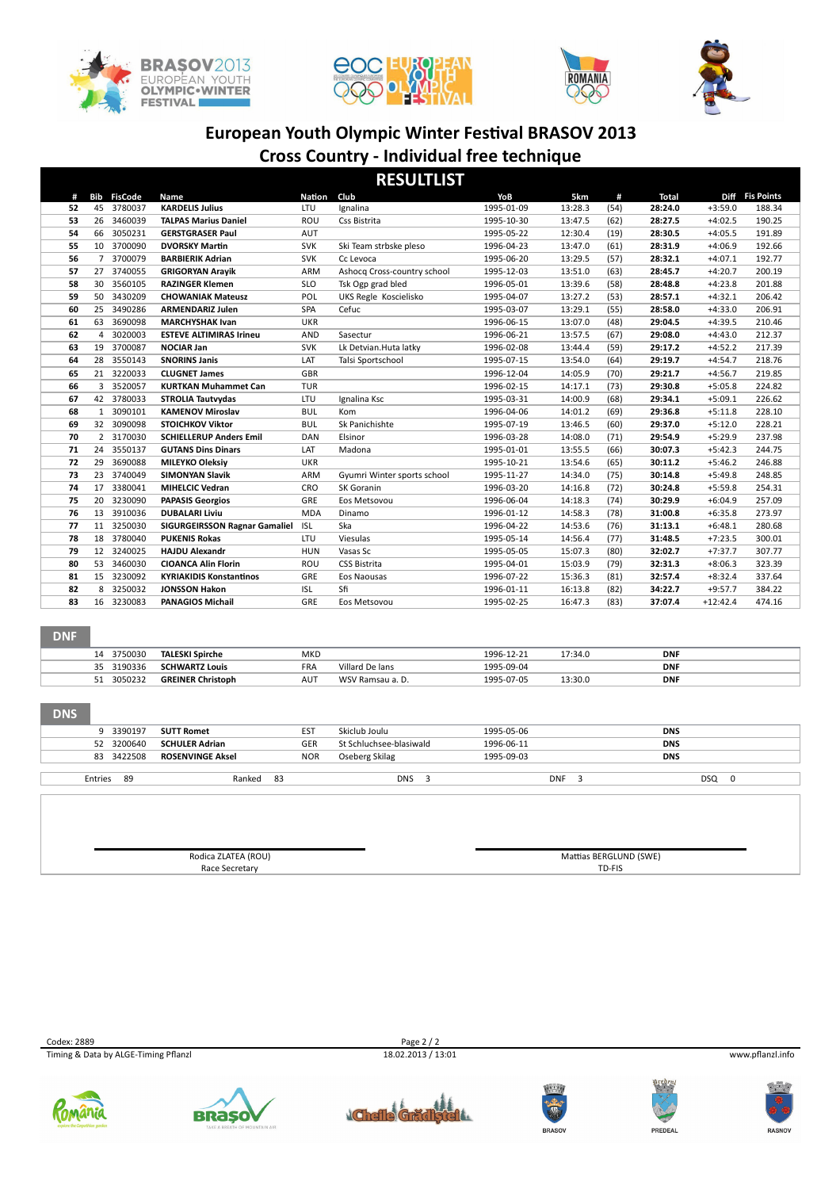# European Youth Olympic Winter Festival BRASOV 2013

## Cross Country - Individual free technique

## RESULTLIST

| # | Bib | FisCode | Name | Nation | Club | YoB | 5km | # | Total | Diff | Fis Points |
|---|---|---|---|---|---|---|---|---|---|---|---|
| 52 | 45 | 3780037 | **KARDELIS Julius** | LTU | Ignalina | 1995-01-09 | 13:28.3 | (54) | **28:24.0** | +3:59.0 | 188.34 |
| 53 | 26 | 3460039 | **TALPAS Marius Daniel** | ROU | Css Bistrita | 1995-10-30 | 13:47.5 | (62) | **28:27.5** | +4:02.5 | 190.25 |
| 54 | 66 | 3050231 | **GERSTGRASER Paul** | AUT | | 1995-05-22 | 12:30.4 | (19) | **28:30.5** | +4:05.5 | 191.89 |
| 55 | 10 | 3700090 | **DVORSKY Martin** | SVK | Ski Team strbske pleso | 1996-04-23 | 13:47.0 | (61) | **28:31.9** | +4:06.9 | 192.66 |
| 56 | 7 | 3700079 | **BARBIERIK Adrian** | SVK | Cc Levoca | 1995-06-20 | 13:29.5 | (57) | **28:32.1** | +4:07.1 | 192.77 |
| 57 | 27 | 3740055 | **GRIGORYAN Arayik** | ARM | Ashocq Cross-country school | 1995-12-03 | 13:51.0 | (63) | **28:45.7** | +4:20.7 | 200.19 |
| 58 | 30 | 3560105 | **RAZINGER Klemen** | SLO | Tsk Ogp grad bled | 1996-05-01 | 13:39.6 | (58) | **28:48.8** | +4:23.8 | 201.88 |
| 59 | 50 | 3430209 | **CHOWANIAK Mateusz** | POL | UKS Regle Koscielisko | 1995-04-07 | 13:27.2 | (53) | **28:57.1** | +4:32.1 | 206.42 |
| 60 | 25 | 3490286 | **ARMENDARIZ Julen** | SPA | Cefuc | 1995-03-07 | 13:29.1 | (55) | **28:58.0** | +4:33.0 | 206.91 |
| 61 | 63 | 3690098 | **MARCHYSHAK Ivan** | UKR | | 1996-06-15 | 13:07.0 | (48) | **29:04.5** | +4:39.5 | 210.46 |
| 62 | 4 | 3020003 | **ESTEVE ALTIMIRAS Irineu** | AND | Sasectur | 1996-06-21 | 13:57.5 | (67) | **29:08.0** | +4:43.0 | 212.37 |
| 63 | 19 | 3700087 | **NOCIAR Jan** | SVK | Lk Detvian.Huta latky | 1996-02-08 | 13:44.4 | (59) | **29:17.2** | +4:52.2 | 217.39 |
| 64 | 28 | 3550143 | **SNORINS Janis** | LAT | Talsi Sportschool | 1995-07-15 | 13:54.0 | (64) | **29:19.7** | +4:54.7 | 218.76 |
| 65 | 21 | 3220033 | **CLUGNET James** | GBR | | 1996-12-04 | 14:05.9 | (70) | **29:21.7** | +4:56.7 | 219.85 |
| 66 | 3 | 3520057 | **KURTKAN Muhammet Can** | TUR | | 1996-02-15 | 14:17.1 | (73) | **29:30.8** | +5:05.8 | 224.82 |
| 67 | 42 | 3780033 | **STROLIA Tautvydas** | LTU | Ignalina Ksc | 1995-03-31 | 14:00.9 | (68) | **29:34.1** | +5:09.1 | 226.62 |
| 68 | 1 | 3090101 | **KAMENOV Miroslav** | BUL | Kom | 1996-04-06 | 14:01.2 | (69) | **29:36.8** | +5:11.8 | 228.10 |
| 69 | 32 | 3090098 | **STOICHKOV Viktor** | BUL | Sk Panichishte | 1995-07-19 | 13:46.5 | (60) | **29:37.0** | +5:12.0 | 228.21 |
| 70 | 2 | 3170030 | **SCHIELLERUP Anders Emil** | DAN | Elsinor | 1996-03-28 | 14:08.0 | (71) | **29:54.9** | +5:29.9 | 237.98 |
| 71 | 24 | 3550137 | **GUTANS Dins Dinars** | LAT | Madona | 1995-01-01 | 13:55.5 | (66) | **30:07.3** | +5:42.3 | 244.75 |
| 72 | 29 | 3690088 | **MILEYKO Oleksiy** | UKR | | 1995-10-21 | 13:54.6 | (65) | **30:11.2** | +5:46.2 | 246.88 |
| 73 | 23 | 3740049 | **SIMONYAN Slavik** | ARM | Gyumri Winter sports school | 1995-11-27 | 14:34.0 | (75) | **30:14.8** | +5:49.8 | 248.85 |
| 74 | 17 | 3380041 | **MIHELCIC Vedran** | CRO | SK Goranin | 1996-03-20 | 14:16.8 | (72) | **30:24.8** | +5:59.8 | 254.31 |
| 75 | 20 | 3230090 | **PAPASIS Georgios** | GRE | Eos Metsovou | 1996-06-04 | 14:18.3 | (74) | **30:29.9** | +6:04.9 | 257.09 |
| 76 | 13 | 3910036 | **DUBALARI Liviu** | MDA | Dinamo | 1996-01-12 | 14:58.3 | (78) | **31:00.8** | +6:35.8 | 273.97 |
| 77 | 11 | 3250030 | **SIGURGEIRSSON Ragnar Gamaliel** | ISL | Ska | 1996-04-22 | 14:53.6 | (76) | **31:13.1** | +6:48.1 | 280.68 |
| 78 | 18 | 3780040 | **PUKENIS Rokas** | LTU | Viesulas | 1995-05-14 | 14:56.4 | (77) | **31:48.5** | +7:23.5 | 300.01 |
| 79 | 12 | 3240025 | **HAJDU Alexandr** | HUN | Vasas Sc | 1995-05-05 | 15:07.3 | (80) | **32:02.7** | +7:37.7 | 307.77 |
| 80 | 53 | 3460030 | **CIOANCA Alin Florin** | ROU | CSS Bistrita | 1995-04-01 | 15:03.9 | (79) | **32:31.3** | +8:06.3 | 323.39 |
| 81 | 15 | 3230092 | **KYRIAKIDIS Konstantinos** | GRE | Eos Naousas | 1996-07-22 | 15:36.3 | (81) | **32:57.4** | +8:32.4 | 337.64 |
| 82 | 8 | 3250032 | **JONSSON Hakon** | ISL | Sfi | 1996-01-11 | 16:13.8 | (82) | **34:22.7** | +9:57.7 | 384.22 |
| 83 | 16 | 3230083 | **PANAGIOS Michail** | GRE | Eos Metsovou | 1995-02-25 | 16:47.3 | (83) | **37:07.4** | +12:42.4 | 474.16 |

### DNF

| Bib | FisCode | Name | Nation | Club | YoB | 5km | Total |
|---|---|---|---|---|---|---|---|
| 14 | 3750030 | **TALESKI Spirche** | MKD | | 1996-12-21 | 17:34.0 | **DNF** |
| 35 | 3190336 | **SCHWARTZ Louis** | FRA | Villard De lans | 1995-09-04 | | **DNF** |
| 51 | 3050232 | **GREINER Christoph** | AUT | WSV Ramsau a. D. | 1995-07-05 | 13:30.0 | **DNF** |

### DNS

| Bib | FisCode | Name | Nation | Club | YoB | Total |
|---|---|---|---|---|---|---|
| 9 | 3390197 | **SUTT Romet** | EST | Skiclub Joulu | 1995-05-06 | **DNS** |
| 52 | 3200640 | **SCHULER Adrian** | GER | St Schluchsee-blasiwald | 1996-06-11 | **DNS** |
| 83 | 3422508 | **ROSENVINGE Aksel** | NOR | Oseberg Skilag | 1995-09-03 | **DNS** |

Entries 89 | Ranked 83 | DNS 3 | DNF 3 | DSQ 0

Rodica ZLATEA (ROU)
Race Secretary

Mattias BERGLUND (SWE)
TD-FIS

Codex: 2889
Timing & Data by ALGE-Timing Pflanzl
18.02.2013 / 13:01
www.pflanzl.info